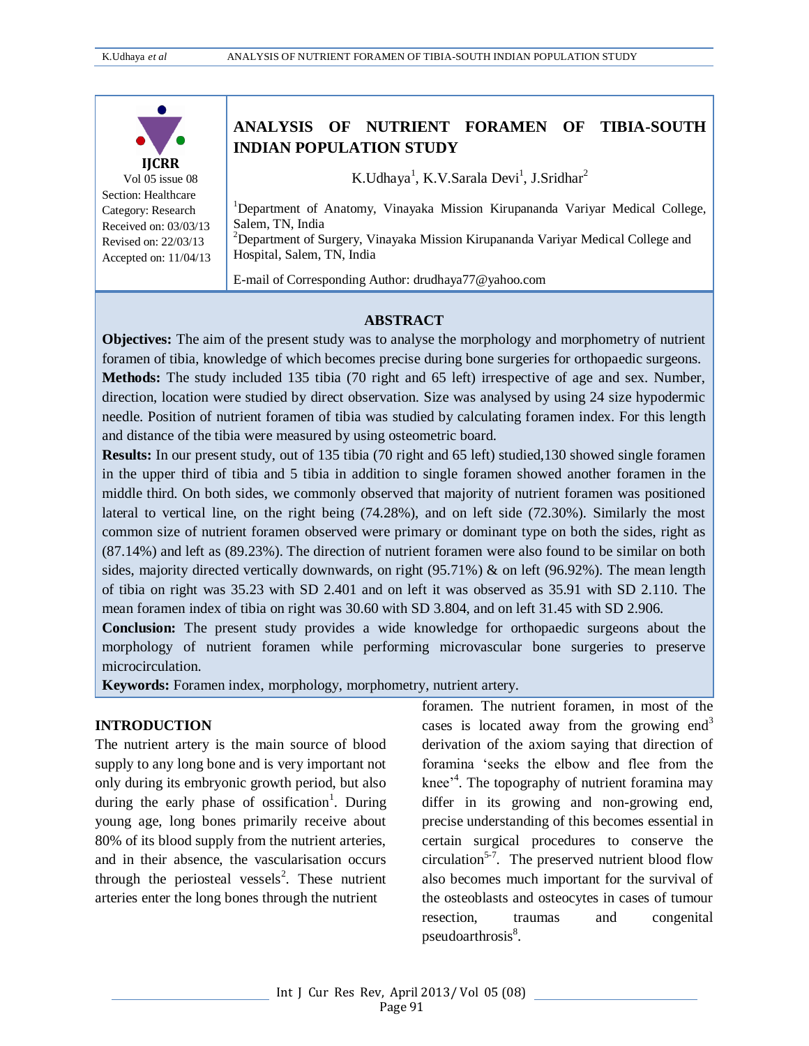IJCRR
Vol 05 issue 08
Section: Healthcare
Category: Research
Received on: 03/03/13
Revised on: 22/03/13
Accepted on: 11/04/13

# ANALYSIS OF NUTRIENT FORAMEN OF TIBIA-SOUTH INDIAN POPULATION STUDY

K.Udhaya[1], K.V.Sarala Devi[1], J.Sridhar[2]

[1]Department of Anatomy, Vinayaka Mission Kirupananda Variyar Medical College, Salem, TN, India
[2]Department of Surgery, Vinayaka Mission Kirupananda Variyar Medical College and Hospital, Salem, TN, India

E-mail of Corresponding Author: drudhaya77@yahoo.com

## ABSTRACT

**Objectives:** The aim of the present study was to analyse the morphology and morphometry of nutrient foramen of tibia, knowledge of which becomes precise during bone surgeries for orthopaedic surgeons.
**Methods:** The study included 135 tibia (70 right and 65 left) irrespective of age and sex. Number, direction, location were studied by direct observation. Size was analysed by using 24 size hypodermic needle. Position of nutrient foramen of tibia was studied by calculating foramen index. For this length and distance of the tibia were measured by using osteometric board.
**Results:** In our present study, out of 135 tibia (70 right and 65 left) studied,130 showed single foramen in the upper third of tibia and 5 tibia in addition to single foramen showed another foramen in the middle third. On both sides, we commonly observed that majority of nutrient foramen was positioned lateral to vertical line, on the right being (74.28%), and on left side (72.30%). Similarly the most common size of nutrient foramen observed were primary or dominant type on both the sides, right as (87.14%) and left as (89.23%). The direction of nutrient foramen were also found to be similar on both sides, majority directed vertically downwards, on right (95.71%) & on left (96.92%). The mean length of tibia on right was 35.23 with SD 2.401 and on left it was observed as 35.91 with SD 2.110. The mean foramen index of tibia on right was 30.60 with SD 3.804, and on left 31.45 with SD 2.906.
**Conclusion:** The present study provides a wide knowledge for orthopaedic surgeons about the morphology of nutrient foramen while performing microvascular bone surgeries to preserve microcirculation.
**Keywords:** Foramen index, morphology, morphometry, nutrient artery.

## INTRODUCTION

The nutrient artery is the main source of blood supply to any long bone and is very important not only during its embryonic growth period, but also during the early phase of ossification[1]. During young age, long bones primarily receive about 80% of its blood supply from the nutrient arteries, and in their absence, the vascularisation occurs through the periosteal vessels[2]. These nutrient arteries enter the long bones through the nutrient foramen. The nutrient foramen, in most of the cases is located away from the growing end[3] derivation of the axiom saying that direction of foramina 'seeks the elbow and flee from the knee'[4]. The topography of nutrient foramina may differ in its growing and non-growing end, precise understanding of this becomes essential in certain surgical procedures to conserve the circulation[5-7]. The preserved nutrient blood flow also becomes much important for the survival of the osteoblasts and osteocytes in cases of tumour resection, traumas and congenital pseudoarthrosis[8].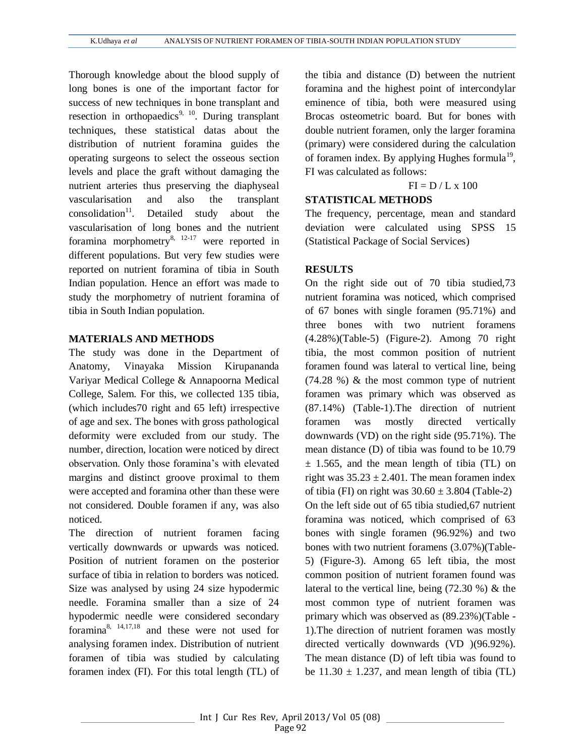Thorough knowledge about the blood supply of long bones is one of the important factor for success of new techniques in bone transplant and resection in orthopaedics[9, 10]. During transplant techniques, these statistical datas about the distribution of nutrient foramina guides the operating surgeons to select the osseous section levels and place the graft without damaging the nutrient arteries thus preserving the diaphyseal vascularisation and also the transplant consolidation[11]. Detailed study about the vascularisation of long bones and the nutrient foramina morphometry[8, 12-17] were reported in different populations. But very few studies were reported on nutrient foramina of tibia in South Indian population. Hence an effort was made to study the morphometry of nutrient foramina of tibia in South Indian population.

## MATERIALS AND METHODS

The study was done in the Department of Anatomy, Vinayaka Mission Kirupananda Variyar Medical College & Annapoorna Medical College, Salem. For this, we collected 135 tibia, (which includes70 right and 65 left) irrespective of age and sex. The bones with gross pathological deformity were excluded from our study. The number, direction, location were noticed by direct observation. Only those foramina's with elevated margins and distinct groove proximal to them were accepted and foramina other than these were not considered. Double foramen if any, was also noticed.

The direction of nutrient foramen facing vertically downwards or upwards was noticed. Position of nutrient foramen on the posterior surface of tibia in relation to borders was noticed. Size was analysed by using 24 size hypodermic needle. Foramina smaller than a size of 24 hypodermic needle were considered secondary foramina[8, 14,17,18] and these were not used for analysing foramen index. Distribution of nutrient foramen of tibia was studied by calculating foramen index (FI). For this total length (TL) of the tibia and distance (D) between the nutrient foramina and the highest point of intercondylar eminence of tibia, both were measured using Brocas osteometric board. But for bones with double nutrient foramen, only the larger foramina (primary) were considered during the calculation of foramen index. By applying Hughes formula[19], FI was calculated as follows:

$$FI = D / L \times 100$$

## STATISTICAL METHODS

The frequency, percentage, mean and standard deviation were calculated using SPSS 15 (Statistical Package of Social Services)

## RESULTS

On the right side out of 70 tibia studied,73 nutrient foramina was noticed, which comprised of 67 bones with single foramen (95.71%) and three bones with two nutrient foramens (4.28%)(Table-5) (Figure-2). Among 70 right tibia, the most common position of nutrient foramen found was lateral to vertical line, being (74.28 %) & the most common type of nutrient foramen was primary which was observed as (87.14%) (Table-1).The direction of nutrient foramen was mostly directed vertically downwards (VD) on the right side (95.71%). The mean distance (D) of tibia was found to be 10.79 $\pm$ 1.565, and the mean length of tibia (TL) on right was 35.23 $\pm$ 2.401. The mean foramen index of tibia (FI) on right was 30.60 $\pm$ 3.804 (Table-2)

On the left side out of 65 tibia studied,67 nutrient foramina was noticed, which comprised of 63 bones with single foramen (96.92%) and two bones with two nutrient foramens (3.07%)(Table-5) (Figure-3). Among 65 left tibia, the most common position of nutrient foramen found was lateral to the vertical line, being (72.30 %) & the most common type of nutrient foramen was primary which was observed as (89.23%)(Table -1).The direction of nutrient foramen was mostly directed vertically downwards (VD )(96.92%). The mean distance (D) of left tibia was found to be 11.30 $\pm$ 1.237, and mean length of tibia (TL)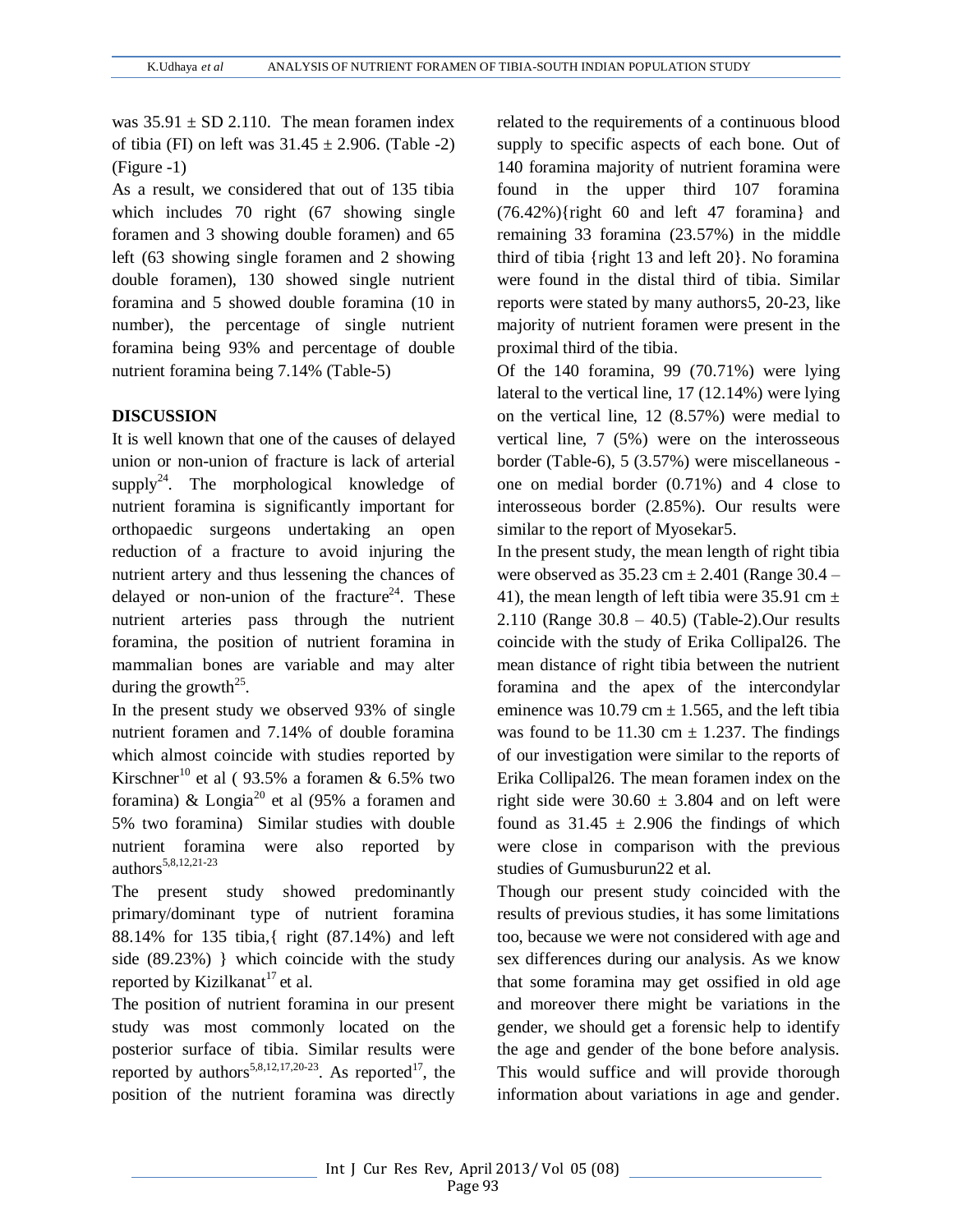was $35.91 \pm$ SD 2.110. The mean foramen index of tibia (FI) on left was $31.45 \pm 2.906$. (Table -2) (Figure -1)

As a result, we considered that out of 135 tibia which includes 70 right (67 showing single foramen and 3 showing double foramen) and 65 left (63 showing single foramen and 2 showing double foramen), 130 showed single nutrient foramina and 5 showed double foramina (10 in number), the percentage of single nutrient foramina being 93% and percentage of double nutrient foramina being 7.14% (Table-5)

## DISCUSSION

It is well known that one of the causes of delayed union or non-union of fracture is lack of arterial supply[24]. The morphological knowledge of nutrient foramina is significantly important for orthopaedic surgeons undertaking an open reduction of a fracture to avoid injuring the nutrient artery and thus lessening the chances of delayed or non-union of the fracture[24]. These nutrient arteries pass through the nutrient foramina, the position of nutrient foramina in mammalian bones are variable and may alter during the growth[25].

In the present study we observed 93% of single nutrient foramen and 7.14% of double foramina which almost coincide with studies reported by Kirschner[10] et al ( 93.5% a foramen & 6.5% two foramina) & Longia[20] et al (95% a foramen and 5% two foramina) Similar studies with double nutrient foramina were also reported by authors[5,8,12,21-23]

The present study showed predominantly primary/dominant type of nutrient foramina 88.14% for 135 tibia,{ right (87.14%) and left side (89.23%) } which coincide with the study reported by Kizilkanat[17] et al.

The position of nutrient foramina in our present study was most commonly located on the posterior surface of tibia. Similar results were reported by authors[5,8,12,17,20-23]. As reported[17], the position of the nutrient foramina was directly related to the requirements of a continuous blood supply to specific aspects of each bone. Out of 140 foramina majority of nutrient foramina were found in the upper third 107 foramina (76.42%){right 60 and left 47 foramina} and remaining 33 foramina (23.57%) in the middle third of tibia {right 13 and left 20}. No foramina were found in the distal third of tibia. Similar reports were stated by many authors5, 20-23, like majority of nutrient foramen were present in the proximal third of the tibia.

Of the 140 foramina, 99 (70.71%) were lying lateral to the vertical line, 17 (12.14%) were lying on the vertical line, 12 (8.57%) were medial to vertical line, 7 (5%) were on the interosseous border (Table-6), 5 (3.57%) were miscellaneous - one on medial border (0.71%) and 4 close to interosseous border (2.85%). Our results were similar to the report of Myosekar5.

In the present study, the mean length of right tibia were observed as $35.23$ cm $\pm 2.401$ (Range 30.4 – 41), the mean length of left tibia were $35.91$ cm $\pm 2.110$ (Range 30.8 – 40.5) (Table-2).Our results coincide with the study of Erika Collipal26. The mean distance of right tibia between the nutrient foramina and the apex of the intercondylar eminence was $10.79$ cm $\pm 1.565$, and the left tibia was found to be $11.30$ cm $\pm 1.237$. The findings of our investigation were similar to the reports of Erika Collipal26. The mean foramen index on the right side were $30.60 \pm 3.804$ and on left were found as $31.45 \pm 2.906$ the findings of which were close in comparison with the previous studies of Gumusburun22 et al.

Though our present study coincided with the results of previous studies, it has some limitations too, because we were not considered with age and sex differences during our analysis. As we know that some foramina may get ossified in old age and moreover there might be variations in the gender, we should get a forensic help to identify the age and gender of the bone before analysis. This would suffice and will provide thorough information about variations in age and gender.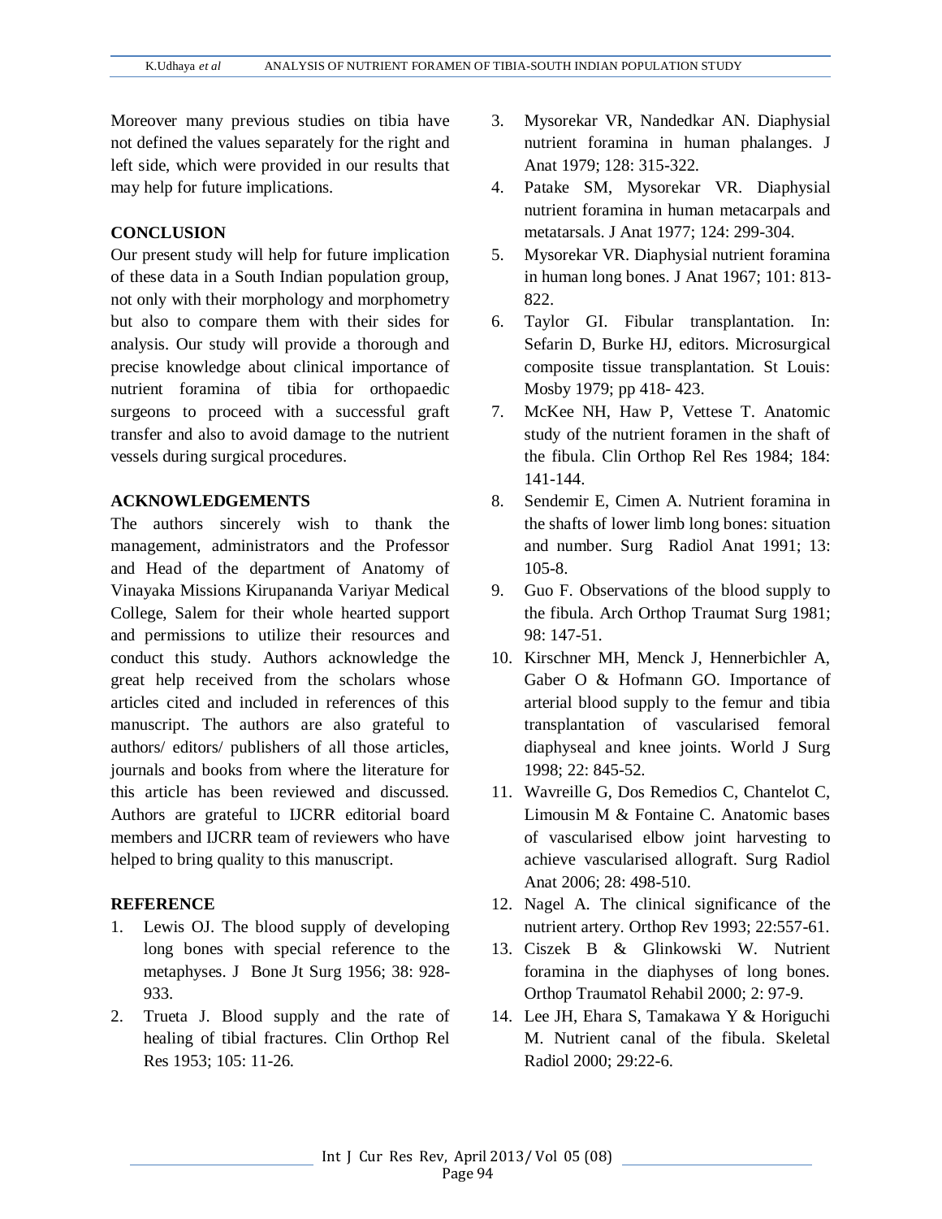Moreover many previous studies on tibia have not defined the values separately for the right and left side, which were provided in our results that may help for future implications.

## CONCLUSION

Our present study will help for future implication of these data in a South Indian population group, not only with their morphology and morphometry but also to compare them with their sides for analysis. Our study will provide a thorough and precise knowledge about clinical importance of nutrient foramina of tibia for orthopaedic surgeons to proceed with a successful graft transfer and also to avoid damage to the nutrient vessels during surgical procedures.

## ACKNOWLEDGEMENTS

The authors sincerely wish to thank the management, administrators and the Professor and Head of the department of Anatomy of Vinayaka Missions Kirupananda Variyar Medical College, Salem for their whole hearted support and permissions to utilize their resources and conduct this study. Authors acknowledge the great help received from the scholars whose articles cited and included in references of this manuscript. The authors are also grateful to authors/ editors/ publishers of all those articles, journals and books from where the literature for this article has been reviewed and discussed. Authors are grateful to IJCRR editorial board members and IJCRR team of reviewers who have helped to bring quality to this manuscript.

## REFERENCE

1. Lewis OJ. The blood supply of developing long bones with special reference to the metaphyses. J Bone Jt Surg 1956; 38: 928-933.
2. Trueta J. Blood supply and the rate of healing of tibial fractures. Clin Orthop Rel Res 1953; 105: 11-26.
3. Mysorekar VR, Nandedkar AN. Diaphysial nutrient foramina in human phalanges. J Anat 1979; 128: 315-322.
4. Patake SM, Mysorekar VR. Diaphysial nutrient foramina in human metacarpals and metatarsals. J Anat 1977; 124: 299-304.
5. Mysorekar VR. Diaphysial nutrient foramina in human long bones. J Anat 1967; 101: 813-822.
6. Taylor GI. Fibular transplantation. In: Sefarin D, Burke HJ, editors. Microsurgical composite tissue transplantation. St Louis: Mosby 1979; pp 418- 423.
7. McKee NH, Haw P, Vettese T. Anatomic study of the nutrient foramen in the shaft of the fibula. Clin Orthop Rel Res 1984; 184: 141-144.
8. Sendemir E, Cimen A. Nutrient foramina in the shafts of lower limb long bones: situation and number. Surg Radiol Anat 1991; 13: 105-8.
9. Guo F. Observations of the blood supply to the fibula. Arch Orthop Traumat Surg 1981; 98: 147-51.
10. Kirschner MH, Menck J, Hennerbichler A, Gaber O & Hofmann GO. Importance of arterial blood supply to the femur and tibia transplantation of vascularised femoral diaphyseal and knee joints. World J Surg 1998; 22: 845-52.
11. Wavreille G, Dos Remedios C, Chantelot C, Limousin M & Fontaine C. Anatomic bases of vascularised elbow joint harvesting to achieve vascularised allograft. Surg Radiol Anat 2006; 28: 498-510.
12. Nagel A. The clinical significance of the nutrient artery. Orthop Rev 1993; 22:557-61.
13. Ciszek B & Glinkowski W. Nutrient foramina in the diaphyses of long bones. Orthop Traumatol Rehabil 2000; 2: 97-9.
14. Lee JH, Ehara S, Tamakawa Y & Horiguchi M. Nutrient canal of the fibula. Skeletal Radiol 2000; 29:22-6.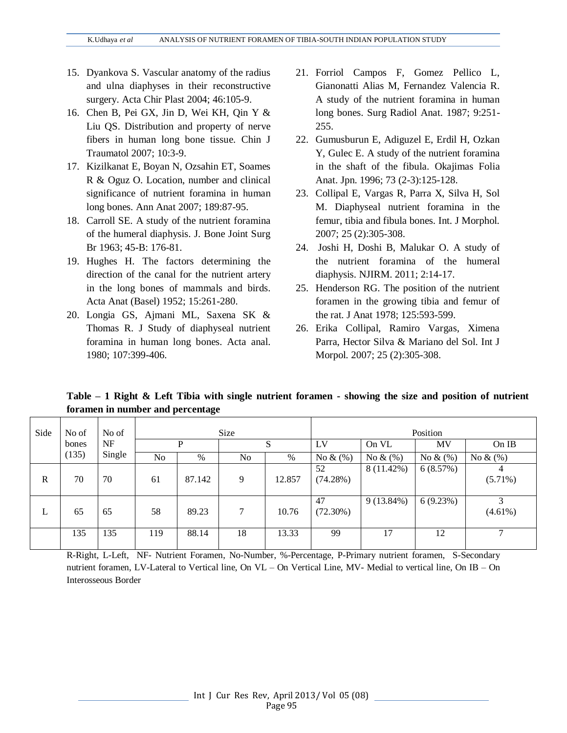15. Dyankova S. Vascular anatomy of the radius and ulna diaphyses in their reconstructive surgery. Acta Chir Plast 2004; 46:105-9.
16. Chen B, Pei GX, Jin D, Wei KH, Qin Y & Liu QS. Distribution and property of nerve fibers in human long bone tissue. Chin J Traumatol 2007; 10:3-9.
17. Kizilkanat E, Boyan N, Ozsahin ET, Soames R & Oguz O. Location, number and clinical significance of nutrient foramina in human long bones. Ann Anat 2007; 189:87-95.
18. Carroll SE. A study of the nutrient foramina of the humeral diaphysis. J. Bone Joint Surg Br 1963; 45-B: 176-81.
19. Hughes H. The factors determining the direction of the canal for the nutrient artery in the long bones of mammals and birds. Acta Anat (Basel) 1952; 15:261-280.
20. Longia GS, Ajmani ML, Saxena SK & Thomas R. J Study of diaphyseal nutrient foramina in human long bones. Acta anal. 1980; 107:399-406.
21. Forriol Campos F, Gomez Pellico L, Gianonatti Alias M, Fernandez Valencia R. A study of the nutrient foramina in human long bones. Surg Radiol Anat. 1987; 9:251-255.
22. Gumusburun E, Adiguzel E, Erdil H, Ozkan Y, Gulec E. A study of the nutrient foramina in the shaft of the fibula. Okajimas Folia Anat. Jpn. 1996; 73 (2-3):125-128.
23. Collipal E, Vargas R, Parra X, Silva H, Sol M. Diaphyseal nutrient foramina in the femur, tibia and fibula bones. Int. J Morphol. 2007; 25 (2):305-308.
24. Joshi H, Doshi B, Malukar O. A study of the nutrient foramina of the humeral diaphysis. NJIRM. 2011; 2:14-17.
25. Henderson RG. The position of the nutrient foramen in the growing tibia and femur of the rat. J Anat 1978; 125:593-599.
26. Erika Collipal, Ramiro Vargas, Ximena Parra, Hector Silva & Mariano del Sol. Int J Morpol. 2007; 25 (2):305-308.

**Table – 1 Right & Left Tibia with single nutrient foramen - showing the size and position of nutrient foramen in number and percentage**

| Side | No of bones (135) | No of NF Single | Size | | | | Position | | | |
|---|---|---|---|---|---|---|---|---|---|---|
| | | | P | | S | | LV | On VL | MV | On IB |
| | | | No | % | No | % | No & (%) | No & (%) | No & (%) | No & (%) |
| R | 70 | 70 | 61 | 87.142 | 9 | 12.857 | 52 (74.28%) | 8 (11.42%) | 6 (8.57%) | 4 (5.71%) |
| L | 65 | 65 | 58 | 89.23 | 7 | 10.76 | 47 (72.30%) | 9 (13.84%) | 6 (9.23%) | 3 (4.61%) |
| | 135 | 135 | 119 | 88.14 | 18 | 13.33 | 99 | 17 | 12 | 7 |

R-Right, L-Left, NF- Nutrient Foramen, No-Number, %-Percentage, P-Primary nutrient foramen, S-Secondary nutrient foramen, LV-Lateral to Vertical line, On VL – On Vertical Line, MV- Medial to vertical line, On IB – On Interosseous Border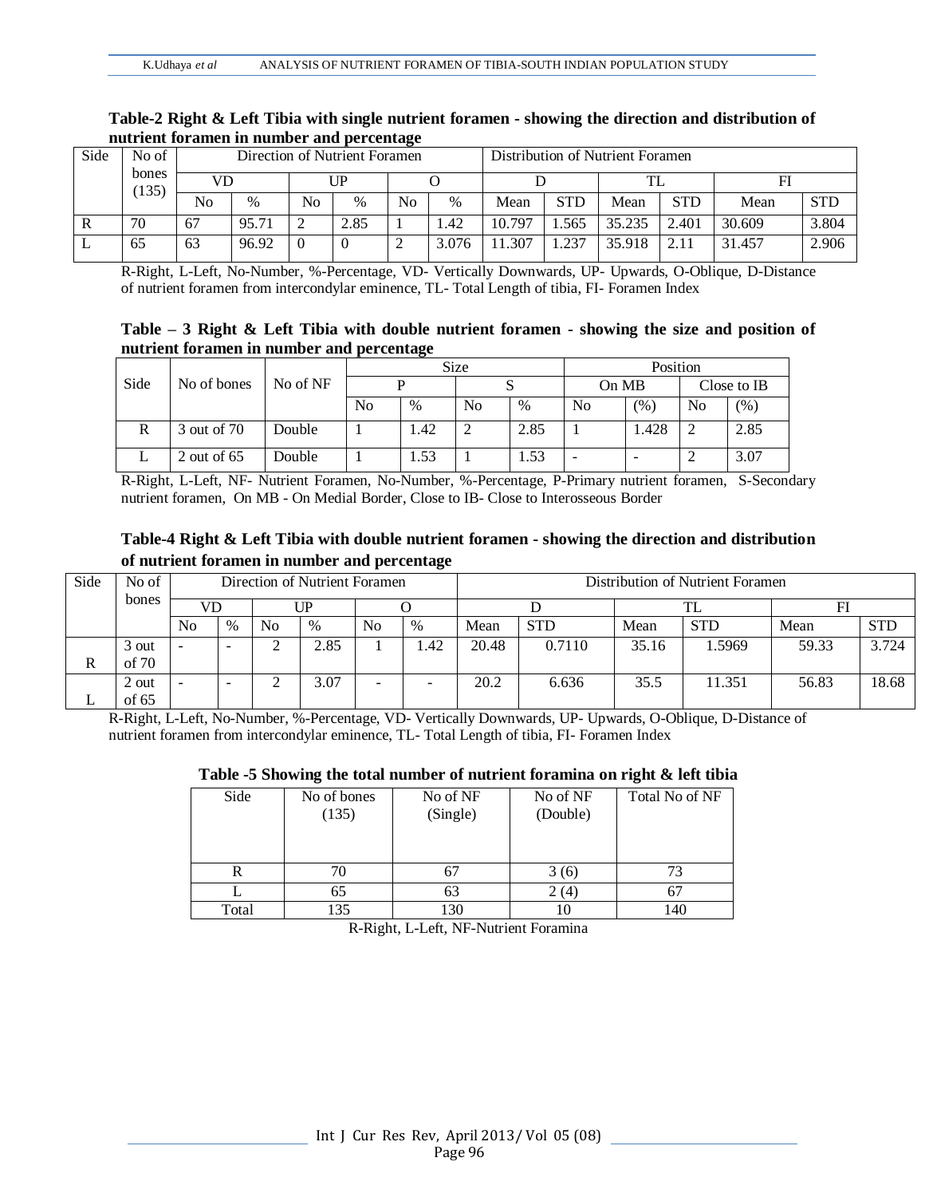**Table-2 Right & Left Tibia with single nutrient foramen - showing the direction and distribution of nutrient foramen in number and percentage**

| Side | No of bones (135) | Direction of Nutrient Foramen | | | | | | Distribution of Nutrient Foramen | | | | | |
|---|---|---|---|---|---|---|---|---|---|---|---|---|---|
| | | VD | | UP | | O | | D | | TL | | FI | |
| | | No | % | No | % | No | % | Mean | STD | Mean | STD | Mean | STD |
| R | 70 | 67 | 95.71 | 2 | 2.85 | 1 | 1.42 | 10.797 | 1.565 | 35.235 | 2.401 | 30.609 | 3.804 |
| L | 65 | 63 | 96.92 | 0 | 0 | 2 | 3.076 | 11.307 | 1.237 | 35.918 | 2.11 | 31.457 | 2.906 |

R-Right, L-Left, No-Number, %-Percentage, VD- Vertically Downwards, UP- Upwards, O-Oblique, D-Distance of nutrient foramen from intercondylar eminence, TL- Total Length of tibia, FI- Foramen Index

**Table – 3 Right & Left Tibia with double nutrient foramen - showing the size and position of nutrient foramen in number and percentage**

| Side | No of bones | No of NF | Size | | | | Position | | | |
|---|---|---|---|---|---|---|---|---|---|---|
| | | | P | | S | | On MB | | Close to IB | |
| | | | No | % | No | % | No | (%) | No | (%) |
| R | 3 out of 70 | Double | 1 | 1.42 | 2 | 2.85 | 1 | 1.428 | 2 | 2.85 |
| L | 2 out of 65 | Double | 1 | 1.53 | 1 | 1.53 | - | - | 2 | 3.07 |

R-Right, L-Left, NF- Nutrient Foramen, No-Number, %-Percentage, P-Primary nutrient foramen, S-Secondary nutrient foramen, On MB - On Medial Border, Close to IB- Close to Interosseous Border

**Table-4 Right & Left Tibia with double nutrient foramen - showing the direction and distribution of nutrient foramen in number and percentage**

| Side | No of bones | Direction of Nutrient Foramen | | | | | | Distribution of Nutrient Foramen | | | | | |
|---|---|---|---|---|---|---|---|---|---|---|---|---|---|
| | | VD | | UP | | O | | D | | TL | | FI | |
| | | No | % | No | % | No | % | Mean | STD | Mean | STD | Mean | STD |
| R | 3 out of 70 | - | - | 2 | 2.85 | 1 | 1.42 | 20.48 | 0.7110 | 35.16 | 1.5969 | 59.33 | 3.724 |
| L | 2 out of 65 | - | - | 2 | 3.07 | - | - | 20.2 | 6.636 | 35.5 | 11.351 | 56.83 | 18.68 |

R-Right, L-Left, No-Number, %-Percentage, VD- Vertically Downwards, UP- Upwards, O-Oblique, D-Distance of nutrient foramen from intercondylar eminence, TL- Total Length of tibia, FI- Foramen Index

**Table -5 Showing the total number of nutrient foramina on right & left tibia**

| Side | No of bones (135) | No of NF (Single) | No of NF (Double) | Total No of NF |
|---|---|---|---|---|
| R | 70 | 67 | 3 (6) | 73 |
| L | 65 | 63 | 2 (4) | 67 |
| Total | 135 | 130 | 10 | 140 |

R-Right, L-Left, NF-Nutrient Foramina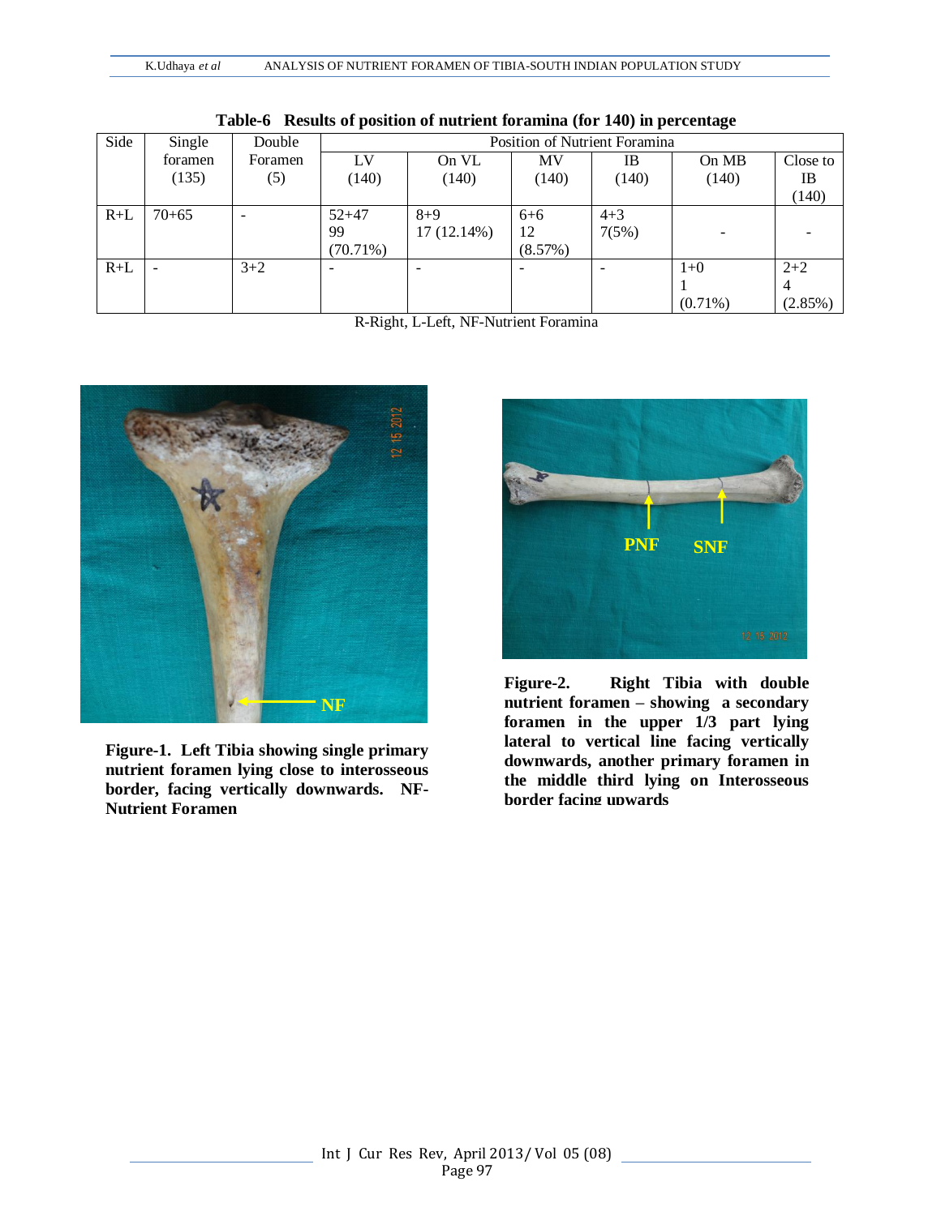**Table-6 Results of position of nutrient foramina (for 140) in percentage**

| Side | Single foramen (135) | Double Foramen (5) | Position of Nutrient Foramina | | | | | |
|---|---|---|---|---|---|---|---|---|
| | | | LV (140) | On VL (140) | MV (140) | IB (140) | On MB (140) | Close to IB (140) |
| R+L | 70+65 | - | 52+47 99 (70.71%) | 8+9 17 (12.14%) | 6+6 12 (8.57%) | 4+3 7(5%) | - | - |
| R+L | - | 3+2 | - | - | - | - | 1+0 1 (0.71%) | 2+2 4 (2.85%) |

R-Right, L-Left, NF-Nutrient Foramina

**Figure-1. Left Tibia showing single primary nutrient foramen lying close to interosseous border, facing vertically downwards. NF- Nutrient Foramen**

**Figure-2. Right Tibia with double nutrient foramen – showing a secondary foramen in the upper 1/3 part lying lateral to vertical line facing vertically downwards, another primary foramen in the middle third lying on Interosseous border facing upwards**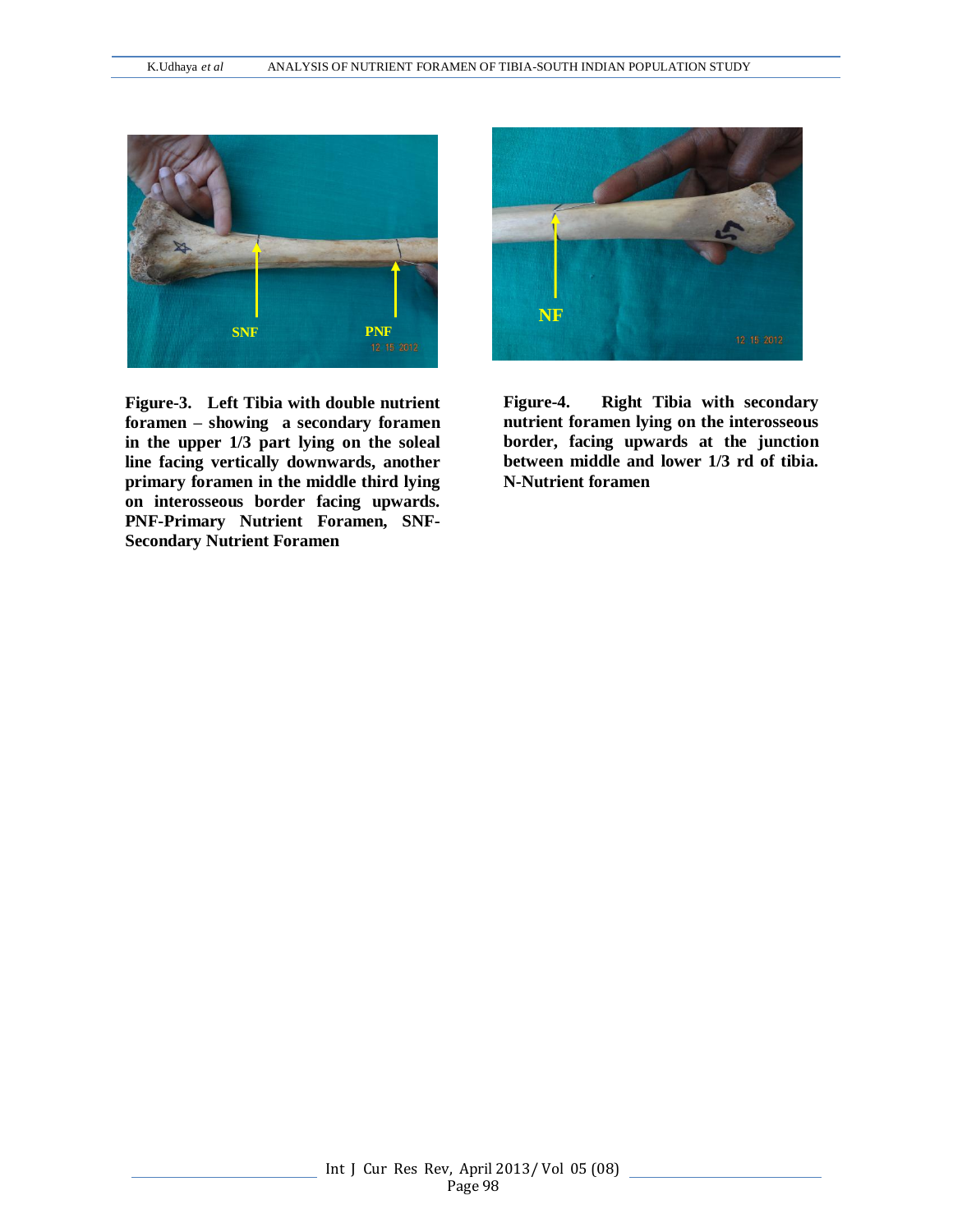**Figure-3. Left Tibia with double nutrient foramen – showing a secondary foramen in the upper 1/3 part lying on the soleal line facing vertically downwards, another primary foramen in the middle third lying on interosseous border facing upwards. PNF-Primary Nutrient Foramen, SNF-Secondary Nutrient Foramen**

**Figure-4. Right Tibia with secondary nutrient foramen lying on the interosseous border, facing upwards at the junction between middle and lower 1/3 rd of tibia. N-Nutrient foramen**